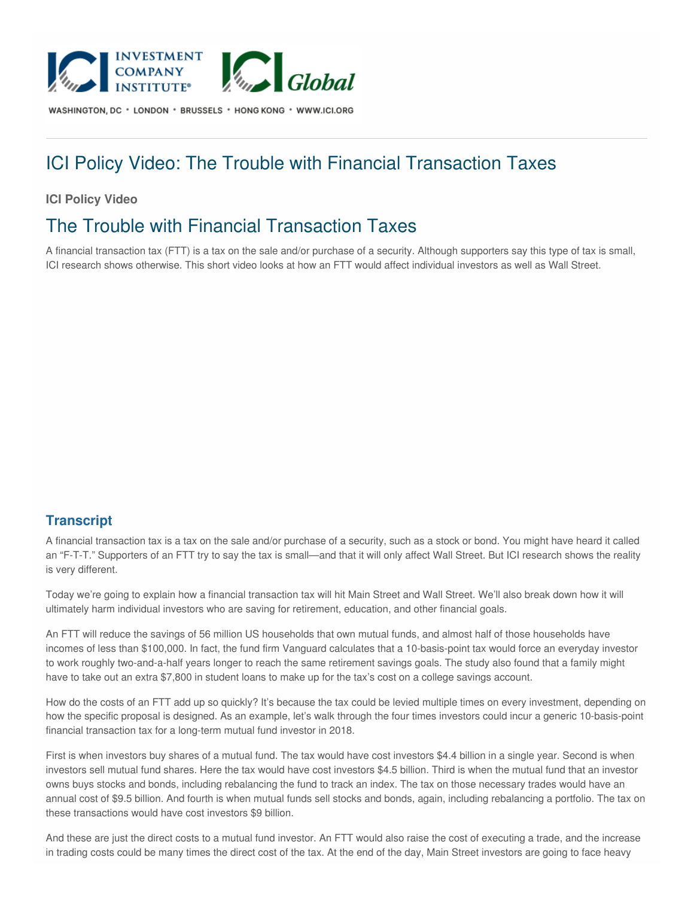# ICI Policy Video: The Trouble with Financial Transaction Taxes

**ICI Policy Video**

## The Trouble with Financial Transaction Taxes

A financial transaction tax (FTT) is a tax on the sale and/or purchase of a security. Although supporters say this type of tax is small, ICI research shows otherwise. This short video looks at how an FTT would affect individual investors as well as Wall Street.

### Transcript

A financial transaction tax is a tax on the sale and/or purchase of a security, such as a stock or bond. You might have heard it called an "F-T-T." Supporters of an FTT try to say the tax is small—and that it will only affect Wall Street. But ICI research shows the reality is very different.

Today we're going to explain how a financial transaction tax will hit Main Street and Wall Street. We'll also break down how it will ultimately harm individual investors who are saving for retirement, education, and other financial goals.

An FTT will reduce the savings of 56 million US households that own mutual funds, and almost half of those households have incomes of less than $100,000. In fact, the fund firm Vanguard calculates that a 10-basis-point tax would force an everyday investor to work roughly two-and-a-half years longer to reach the same retirement savings goals. The study also found that a family might have to take out an extra $7,800 in student loans to make up for the tax's cost on a college savings account.

How do the costs of an FTT add up so quickly? It's because the tax could be levied multiple times on every investment, depending on how the specific proposal is designed. As an example, let's walk through the four times investors could incur a generic 10-basis-point financial transaction tax for a long-term mutual fund investor in 2018.

First is when investors buy shares of a mutual fund. The tax would have cost investors $4.4 billion in a single year. Second is when investors sell mutual fund shares. Here the tax would have cost investors $4.5 billion. Third is when the mutual fund that an investor owns buys stocks and bonds, including rebalancing the fund to track an index. The tax on those necessary trades would have an annual cost of $9.5 billion. And fourth is when mutual funds sell stocks and bonds, again, including rebalancing a portfolio. The tax on these transactions would have cost investors $9 billion.

And these are just the direct costs to a mutual fund investor. An FTT would also raise the cost of executing a trade, and the increase in trading costs could be many times the direct cost of the tax. At the end of the day, Main Street investors are going to face heavy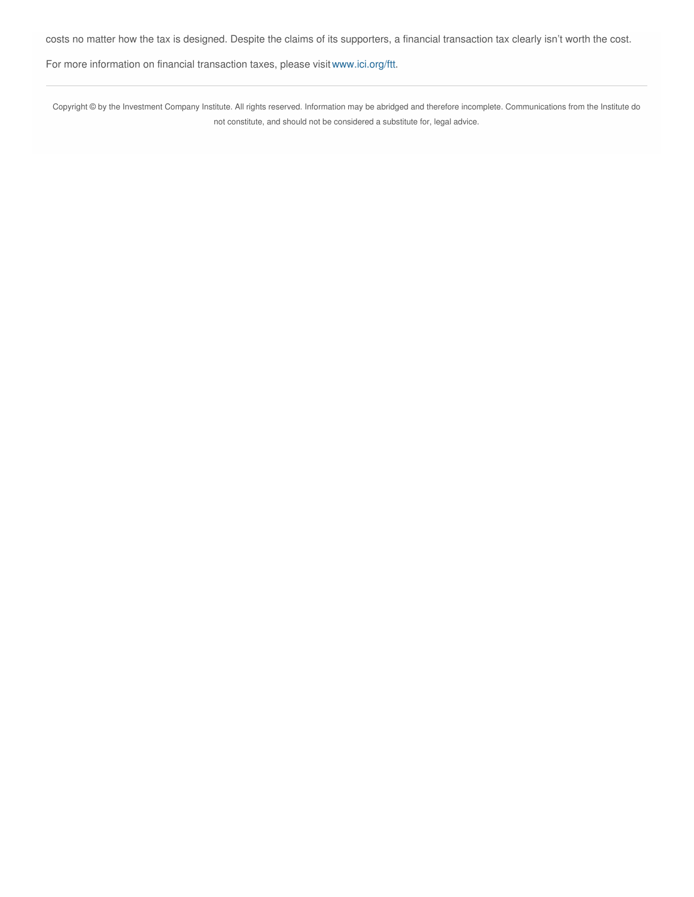costs no matter how the tax is designed. Despite the claims of its supporters, a financial transaction tax clearly isn't worth the cost.

For more information on financial transaction taxes, please visit www.ici.org/ftt.

---

Copyright © by the Investment Company Institute. All rights reserved. Information may be abridged and therefore incomplete. Communications from the Institute do not constitute, and should not be considered a substitute for, legal advice.